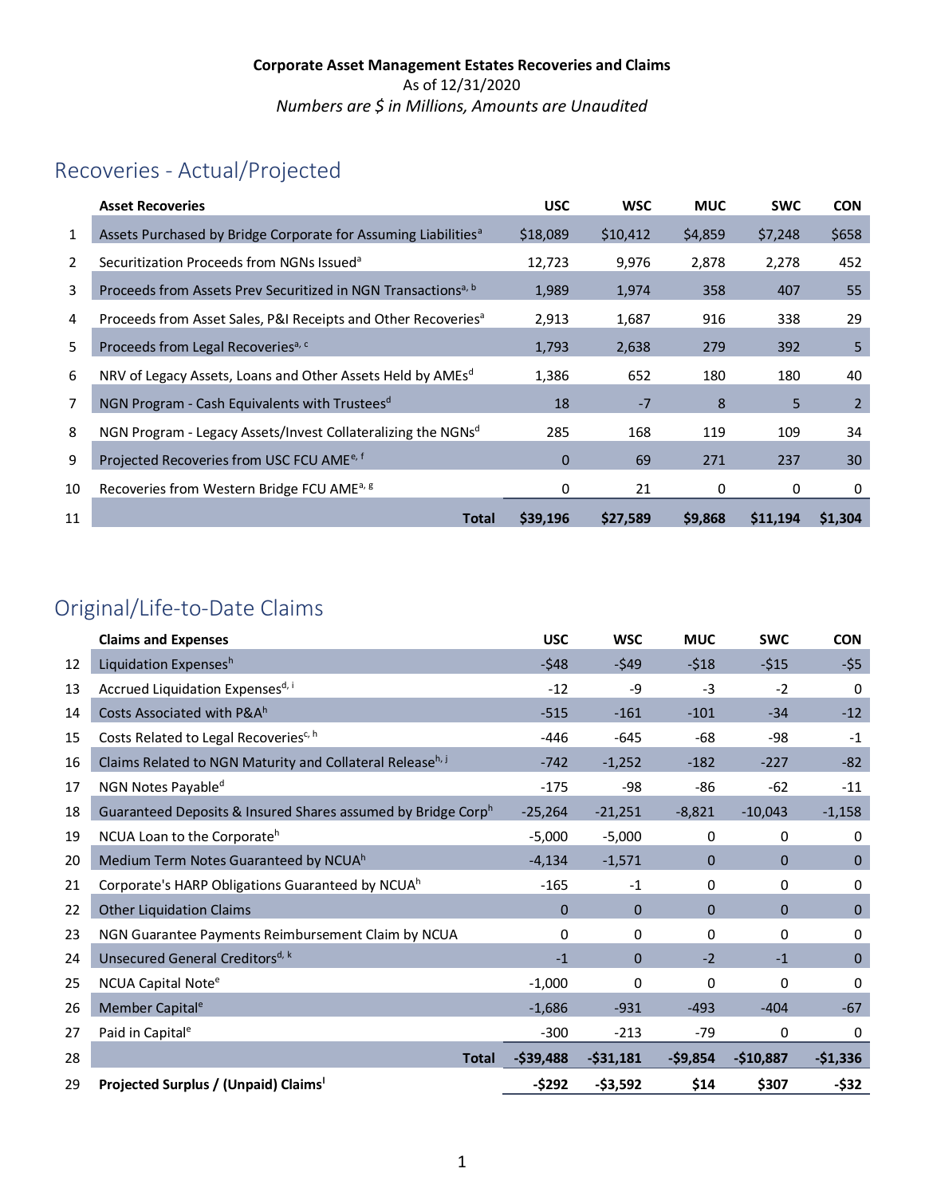**Corporate Asset Management Estates Recoveries and Claims**
As of 12/31/2020
*Numbers are $ in Millions, Amounts are Unaudited*

## Recoveries - Actual/Projected

| | Asset Recoveries | USC | WSC | MUC | SWC | CON |
|---|---|---|---|---|---|---|
| 1 | Assets Purchased by Bridge Corporate for Assuming Liabilities[a] | $18,089 | $10,412 | $4,859 | $7,248 | $658 |
| 2 | Securitization Proceeds from NGNs Issued[a] | 12,723 | 9,976 | 2,878 | 2,278 | 452 |
| 3 | Proceeds from Assets Prev Securitized in NGN Transactions[a, b] | 1,989 | 1,974 | 358 | 407 | 55 |
| 4 | Proceeds from Asset Sales, P&I Receipts and Other Recoveries[a] | 2,913 | 1,687 | 916 | 338 | 29 |
| 5 | Proceeds from Legal Recoveries[a, c] | 1,793 | 2,638 | 279 | 392 | 5 |
| 6 | NRV of Legacy Assets, Loans and Other Assets Held by AMEs[d] | 1,386 | 652 | 180 | 180 | 40 |
| 7 | NGN Program - Cash Equivalents with Trustees[d] | 18 | -7 | 8 | 5 | 2 |
| 8 | NGN Program - Legacy Assets/Invest Collateralizing the NGNs[d] | 285 | 168 | 119 | 109 | 34 |
| 9 | Projected Recoveries from USC FCU AME[e, f] | 0 | 69 | 271 | 237 | 30 |
| 10 | Recoveries from Western Bridge FCU AME[a, g] | 0 | 21 | 0 | 0 | 0 |
| 11 | **Total** | **$39,196** | **$27,589** | **$9,868** | **$11,194** | **$1,304** |

## Original/Life-to-Date Claims

| | Claims and Expenses | USC | WSC | MUC | SWC | CON |
|---|---|---|---|---|---|---|
| 12 | Liquidation Expenses[h] | -$48 | -$49 | -$18 | -$15 | -$5 |
| 13 | Accrued Liquidation Expenses[d, i] | -12 | -9 | -3 | -2 | 0 |
| 14 | Costs Associated with P&A[h] | -515 | -161 | -101 | -34 | -12 |
| 15 | Costs Related to Legal Recoveries[c, h] | -446 | -645 | -68 | -98 | -1 |
| 16 | Claims Related to NGN Maturity and Collateral Release[h, j] | -742 | -1,252 | -182 | -227 | -82 |
| 17 | NGN Notes Payable[d] | -175 | -98 | -86 | -62 | -11 |
| 18 | Guaranteed Deposits & Insured Shares assumed by Bridge Corp[h] | -25,264 | -21,251 | -8,821 | -10,043 | -1,158 |
| 19 | NCUA Loan to the Corporate[h] | -5,000 | -5,000 | 0 | 0 | 0 |
| 20 | Medium Term Notes Guaranteed by NCUA[h] | -4,134 | -1,571 | 0 | 0 | 0 |
| 21 | Corporate's HARP Obligations Guaranteed by NCUA[h] | -165 | -1 | 0 | 0 | 0 |
| 22 | Other Liquidation Claims | 0 | 0 | 0 | 0 | 0 |
| 23 | NGN Guarantee Payments Reimbursement Claim by NCUA | 0 | 0 | 0 | 0 | 0 |
| 24 | Unsecured General Creditors[d, k] | -1 | 0 | -2 | -1 | 0 |
| 25 | NCUA Capital Note[e] | -1,000 | 0 | 0 | 0 | 0 |
| 26 | Member Capital[e] | -1,686 | -931 | -493 | -404 | -67 |
| 27 | Paid in Capital[e] | -300 | -213 | -79 | 0 | 0 |
| 28 | **Total** | **-$39,488** | **-$31,181** | **-$9,854** | **-$10,887** | **-$1,336** |
| 29 | **Projected Surplus / (Unpaid) Claims[l]** | **-$292** | **-$3,592** | **$14** | **$307** | **-$32** |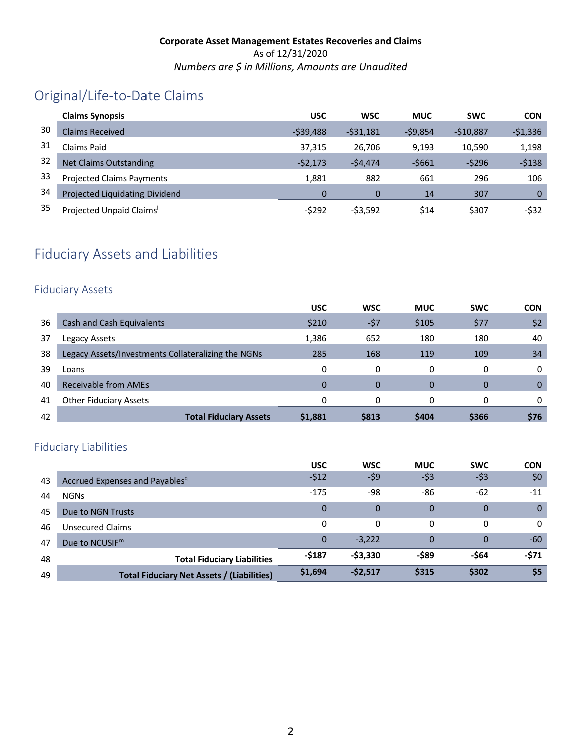**Corporate Asset Management Estates Recoveries and Claims**
As of 12/31/2020
*Numbers are $ in Millions, Amounts are Unaudited*

## Original/Life-to-Date Claims

| | Claims Synopsis | USC | WSC | MUC | SWC | CON |
|---|---|---|---|---|---|---|
| 30 | Claims Received | -$39,488 | -$31,181 | -$9,854 | -$10,887 | -$1,336 |
| 31 | Claims Paid | 37,315 | 26,706 | 9,193 | 10,590 | 1,198 |
| 32 | Net Claims Outstanding | -$2,173 | -$4,474 | -$661 | -$296 | -$138 |
| 33 | Projected Claims Payments | 1,881 | 882 | 661 | 296 | 106 |
| 34 | Projected Liquidating Dividend | 0 | 0 | 14 | 307 | 0 |
| 35 | Projected Unpaid Claims[l] | -$292 | -$3,592 | $14 | $307 | -$32 |

## Fiduciary Assets and Liabilities

### Fiduciary Assets

| | | USC | WSC | MUC | SWC | CON |
|---|---|---|---|---|---|---|
| 36 | Cash and Cash Equivalents | $210 | -$7 | $105 | $77 | $2 |
| 37 | Legacy Assets | 1,386 | 652 | 180 | 180 | 40 |
| 38 | Legacy Assets/Investments Collateralizing the NGNs | 285 | 168 | 119 | 109 | 34 |
| 39 | Loans | 0 | 0 | 0 | 0 | 0 |
| 40 | Receivable from AMEs | 0 | 0 | 0 | 0 | 0 |
| 41 | Other Fiduciary Assets | 0 | 0 | 0 | 0 | 0 |
| 42 | **Total Fiduciary Assets** | **$1,881** | **$813** | **$404** | **$366** | **$76** |

### Fiduciary Liabilities

| | | USC | WSC | MUC | SWC | CON |
|---|---|---|---|---|---|---|
| 43 | Accrued Expenses and Payables[q] | -$12 | -$9 | -$3 | -$3 | $0 |
| 44 | NGNs | -175 | -98 | -86 | -62 | -11 |
| 45 | Due to NGN Trusts | 0 | 0 | 0 | 0 | 0 |
| 46 | Unsecured Claims | 0 | 0 | 0 | 0 | 0 |
| 47 | Due to NCUSIF[m] | 0 | -3,222 | 0 | 0 | -60 |
| 48 | **Total Fiduciary Liabilities** | **-$187** | **-$3,330** | **-$89** | **-$64** | **-$71** |
| 49 | **Total Fiduciary Net Assets / (Liabilities)** | **$1,694** | **-$2,517** | **$315** | **$302** | **$5** |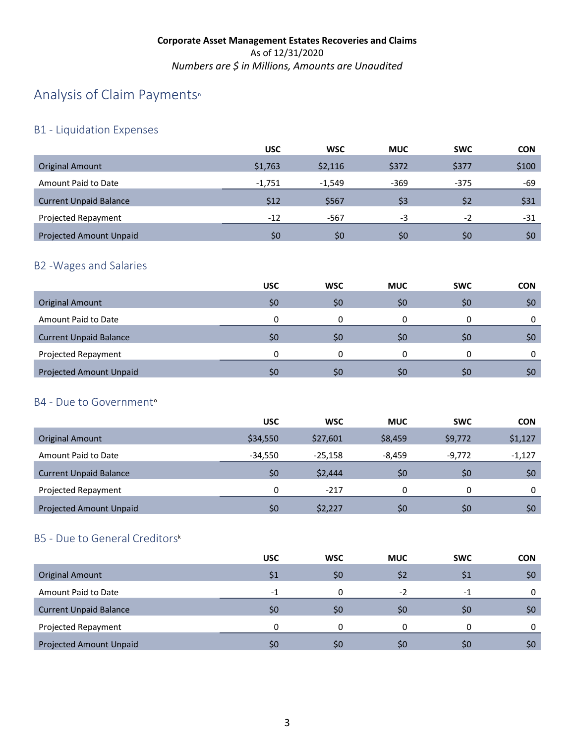**Corporate Asset Management Estates Recoveries and Claims**
As of 12/31/2020
*Numbers are $ in Millions, Amounts are Unaudited*

# Analysis of Claim Payments[n]

## B1 - Liquidation Expenses

| | USC | WSC | MUC | SWC | CON |
|---|---|---|---|---|---|
| Original Amount | $1,763 | $2,116 | $372 | $377 | $100 |
| Amount Paid to Date | -1,751 | -1,549 | -369 | -375 | -69 |
| Current Unpaid Balance | $12 | $567 | $3 | $2 | $31 |
| Projected Repayment | -12 | -567 | -3 | -2 | -31 |
| Projected Amount Unpaid | $0 | $0 | $0 | $0 | $0 |

## B2 -Wages and Salaries

| | USC | WSC | MUC | SWC | CON |
|---|---|---|---|---|---|
| Original Amount | $0 | $0 | $0 | $0 | $0 |
| Amount Paid to Date | 0 | 0 | 0 | 0 | 0 |
| Current Unpaid Balance | $0 | $0 | $0 | $0 | $0 |
| Projected Repayment | 0 | 0 | 0 | 0 | 0 |
| Projected Amount Unpaid | $0 | $0 | $0 | $0 | $0 |

## B4 - Due to Government[o]

| | USC | WSC | MUC | SWC | CON |
|---|---|---|---|---|---|
| Original Amount | $34,550 | $27,601 | $8,459 | $9,772 | $1,127 |
| Amount Paid to Date | -34,550 | -25,158 | -8,459 | -9,772 | -1,127 |
| Current Unpaid Balance | $0 | $2,444 | $0 | $0 | $0 |
| Projected Repayment | 0 | -217 | 0 | 0 | 0 |
| Projected Amount Unpaid | $0 | $2,227 | $0 | $0 | $0 |

## B5 - Due to General Creditors[k]

| | USC | WSC | MUC | SWC | CON |
|---|---|---|---|---|---|
| Original Amount | $1 | $0 | $2 | $1 | $0 |
| Amount Paid to Date | -1 | 0 | -2 | -1 | 0 |
| Current Unpaid Balance | $0 | $0 | $0 | $0 | $0 |
| Projected Repayment | 0 | 0 | 0 | 0 | 0 |
| Projected Amount Unpaid | $0 | $0 | $0 | $0 | $0 |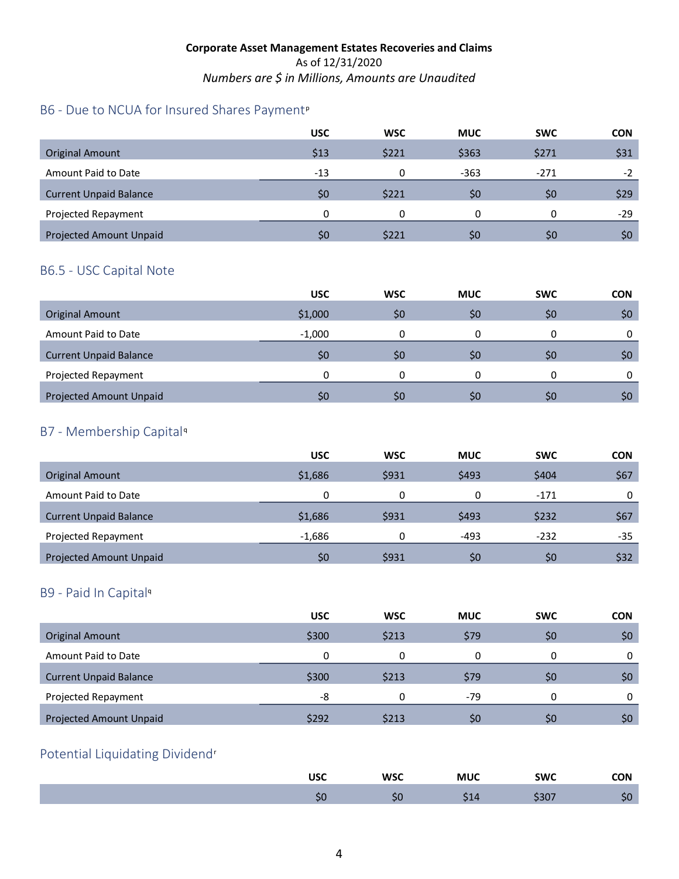**Corporate Asset Management Estates Recoveries and Claims**
As of 12/31/2020
*Numbers are $ in Millions, Amounts are Unaudited*

## B6 - Due to NCUA for Insured Shares Payment[p]

| | USC | WSC | MUC | SWC | CON |
|---|---|---|---|---|---|
| Original Amount | $13 | $221 | $363 | $271 | $31 |
| Amount Paid to Date | -13 | 0 | -363 | -271 | -2 |
| Current Unpaid Balance | $0 | $221 | $0 | $0 | $29 |
| Projected Repayment | 0 | 0 | 0 | 0 | -29 |
| Projected Amount Unpaid | $0 | $221 | $0 | $0 | $0 |

## B6.5 - USC Capital Note

| | USC | WSC | MUC | SWC | CON |
|---|---|---|---|---|---|
| Original Amount | $1,000 | $0 | $0 | $0 | $0 |
| Amount Paid to Date | -1,000 | 0 | 0 | 0 | 0 |
| Current Unpaid Balance | $0 | $0 | $0 | $0 | $0 |
| Projected Repayment | 0 | 0 | 0 | 0 | 0 |
| Projected Amount Unpaid | $0 | $0 | $0 | $0 | $0 |

## B7 - Membership Capital[q]

| | USC | WSC | MUC | SWC | CON |
|---|---|---|---|---|---|
| Original Amount | $1,686 | $931 | $493 | $404 | $67 |
| Amount Paid to Date | 0 | 0 | 0 | -171 | 0 |
| Current Unpaid Balance | $1,686 | $931 | $493 | $232 | $67 |
| Projected Repayment | -1,686 | 0 | -493 | -232 | -35 |
| Projected Amount Unpaid | $0 | $931 | $0 | $0 | $32 |

## B9 - Paid In Capital[q]

| | USC | WSC | MUC | SWC | CON |
|---|---|---|---|---|---|
| Original Amount | $300 | $213 | $79 | $0 | $0 |
| Amount Paid to Date | 0 | 0 | 0 | 0 | 0 |
| Current Unpaid Balance | $300 | $213 | $79 | $0 | $0 |
| Projected Repayment | -8 | 0 | -79 | 0 | 0 |
| Projected Amount Unpaid | $292 | $213 | $0 | $0 | $0 |

## Potential Liquidating Dividend[r]

| USC | WSC | MUC | SWC | CON |
|---|---|---|---|---|
| $0 | $0 | $14 | $307 | $0 |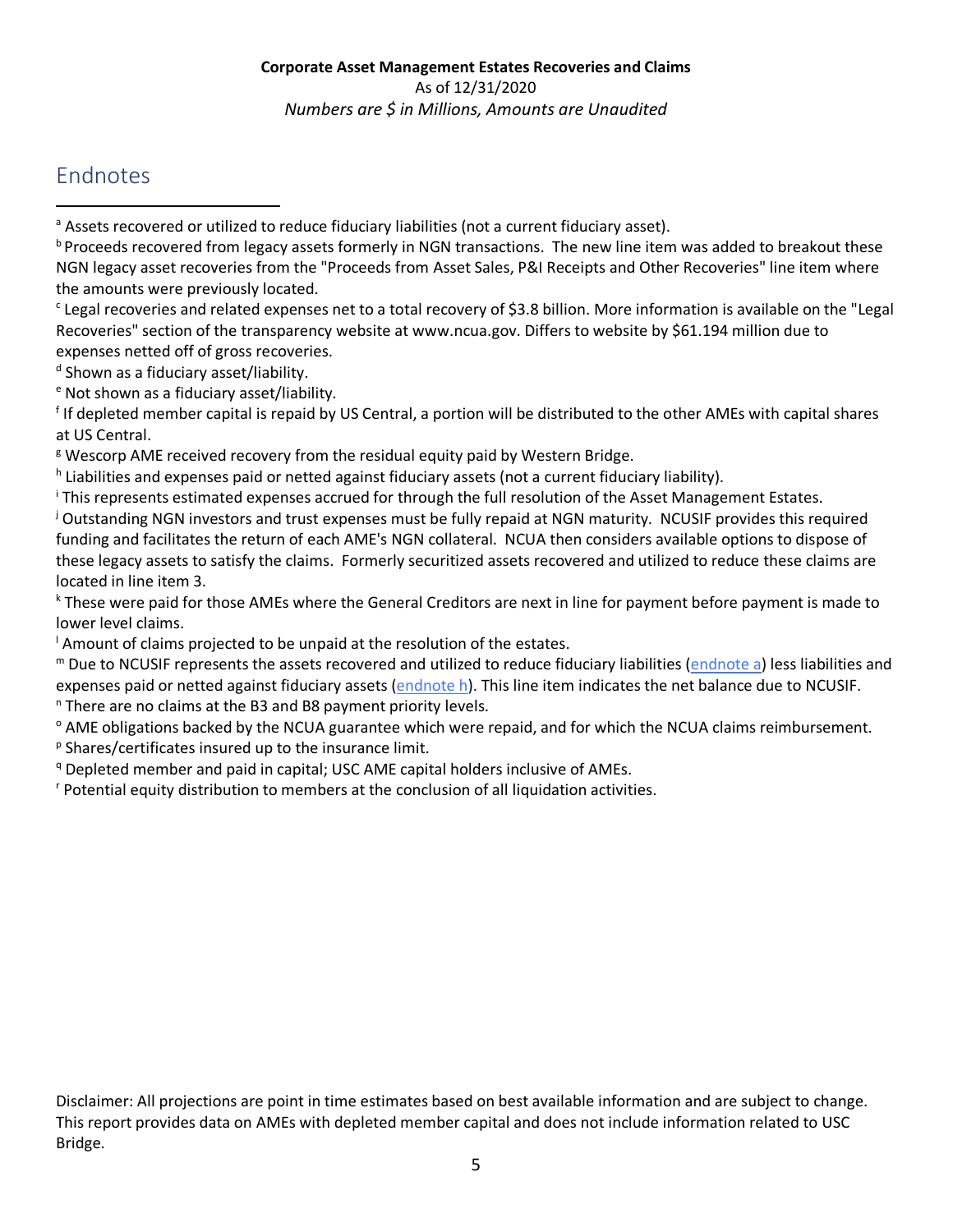**Corporate Asset Management Estates Recoveries and Claims**

As of 12/31/2020

*Numbers are $ in Millions, Amounts are Unaudited*

# Endnotes

[a] Assets recovered or utilized to reduce fiduciary liabilities (not a current fiduciary asset).

[b] Proceeds recovered from legacy assets formerly in NGN transactions. The new line item was added to breakout these NGN legacy asset recoveries from the "Proceeds from Asset Sales, P&I Receipts and Other Recoveries" line item where the amounts were previously located.

[c] Legal recoveries and related expenses net to a total recovery of $3.8 billion. More information is available on the "Legal Recoveries" section of the transparency website at www.ncua.gov. Differs to website by $61.194 million due to expenses netted off of gross recoveries.

[d] Shown as a fiduciary asset/liability.

[e] Not shown as a fiduciary asset/liability.

[f] If depleted member capital is repaid by US Central, a portion will be distributed to the other AMEs with capital shares at US Central.

[g] Wescorp AME received recovery from the residual equity paid by Western Bridge.

[h] Liabilities and expenses paid or netted against fiduciary assets (not a current fiduciary liability).

[i] This represents estimated expenses accrued for through the full resolution of the Asset Management Estates.

[j] Outstanding NGN investors and trust expenses must be fully repaid at NGN maturity. NCUSIF provides this required funding and facilitates the return of each AME's NGN collateral. NCUA then considers available options to dispose of these legacy assets to satisfy the claims. Formerly securitized assets recovered and utilized to reduce these claims are located in line item 3.

[k] These were paid for those AMEs where the General Creditors are next in line for payment before payment is made to lower level claims.

[l] Amount of claims projected to be unpaid at the resolution of the estates.

[m] Due to NCUSIF represents the assets recovered and utilized to reduce fiduciary liabilities (endnote a) less liabilities and expenses paid or netted against fiduciary assets (endnote h). This line item indicates the net balance due to NCUSIF.

[n] There are no claims at the B3 and B8 payment priority levels.

[o] AME obligations backed by the NCUA guarantee which were repaid, and for which the NCUA claims reimbursement.

[p] Shares/certificates insured up to the insurance limit.

[q] Depleted member and paid in capital; USC AME capital holders inclusive of AMEs.

[r] Potential equity distribution to members at the conclusion of all liquidation activities.

Disclaimer: All projections are point in time estimates based on best available information and are subject to change. This report provides data on AMEs with depleted member capital and does not include information related to USC Bridge.